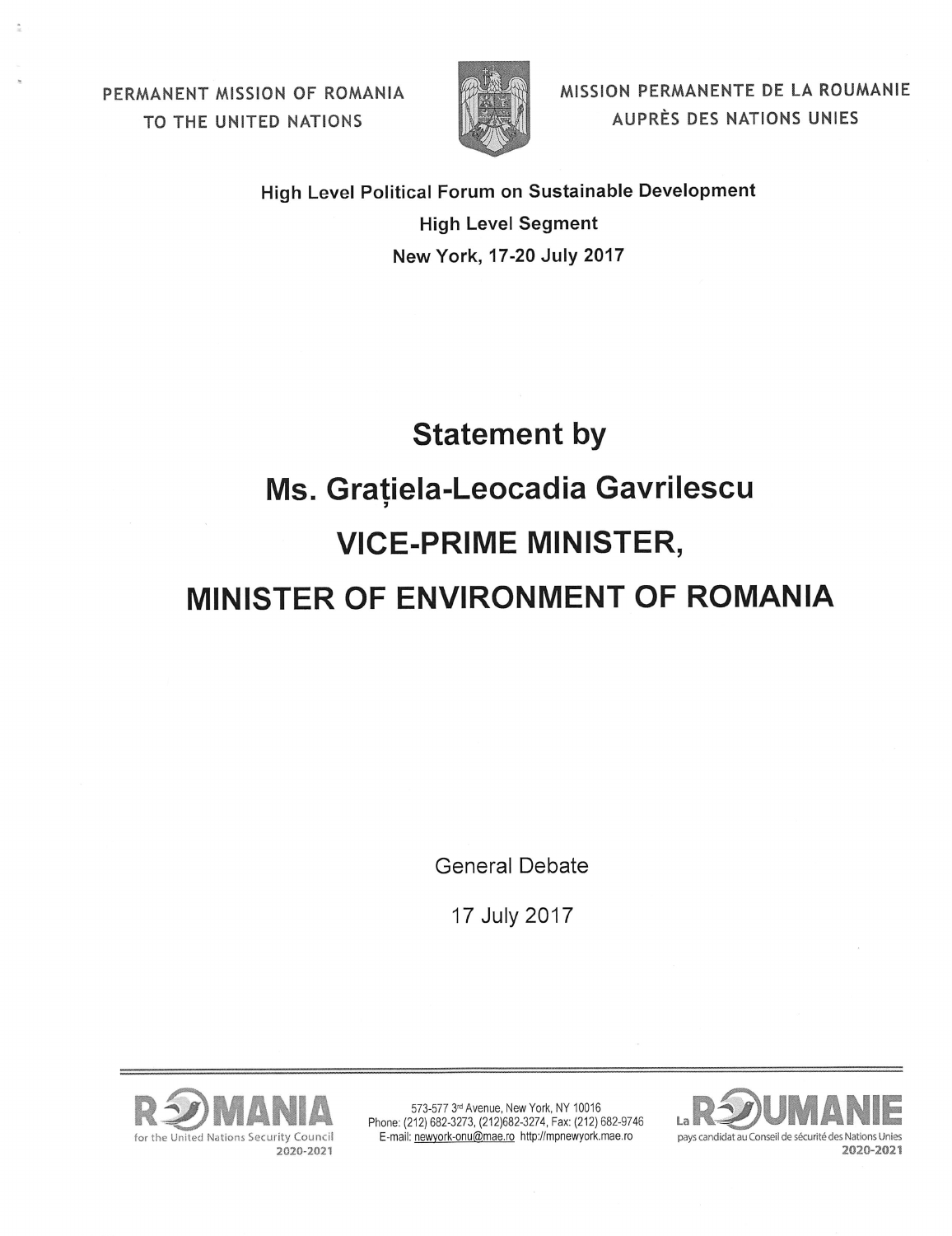PERMANENT MISSION OF ROMANIA TO THE UNITED NATIONS

MISSION PERMANENTE DE LA ROUMANIE AUPRÈS DES NATIONS UNIES

**High Level Political Forum on Sustainable Development**

**High Level Segment**

**New York, 17-20 July 2017**

# Statement by

# Ms. Grațiela-Leocadia Gavrilescu

# VICE-PRIME MINISTER, MINISTER OF ENVIRONMENT OF ROMANIA

General Debate

17 July 2017

573-577 3rd Avenue, New York, NY 10016
Phone: (212) 682-3273, (212)682-3274, Fax: (212) 682-9746
E-mail: newyork-onu@mae.ro http://mpnewyork.mae.ro

ROMANIA for the United Nations Security Council 2020-2021

La ROUMANIE pays candidat au Conseil de sécurité des Nations Unies 2020-2021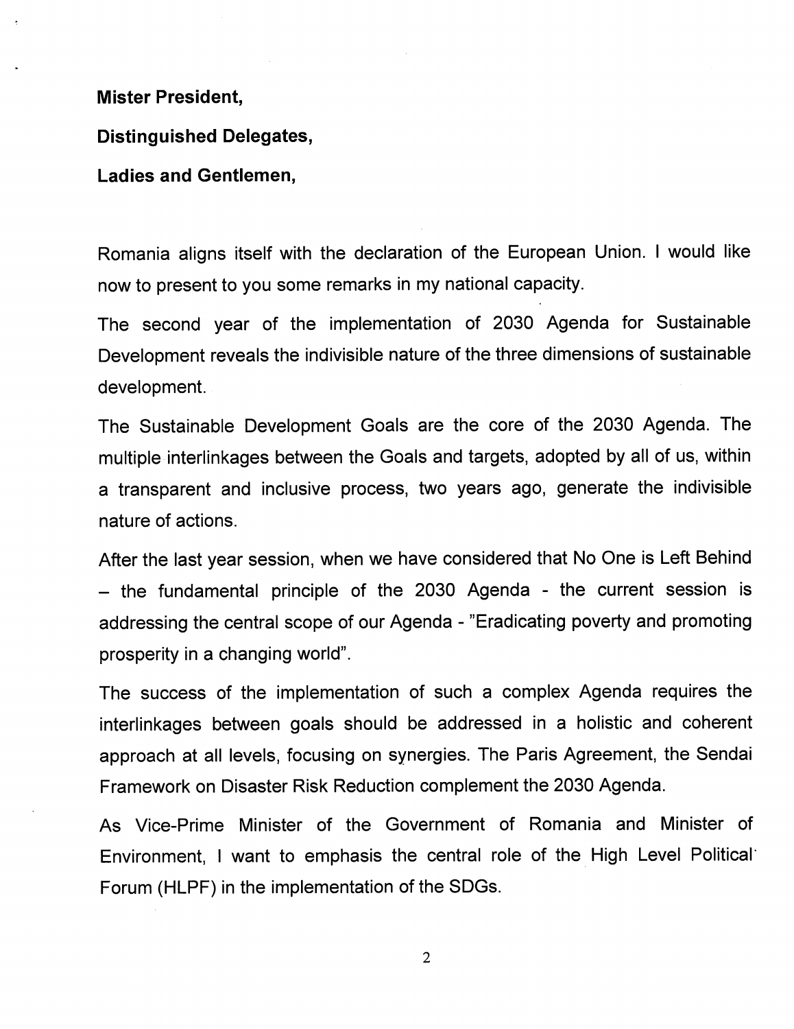**Mister President,**

**Distinguished Delegates,**

**Ladies and Gentlemen,**

Romania aligns itself with the declaration of the European Union. I would like now to present to you some remarks in my national capacity.

The second year of the implementation of 2030 Agenda for Sustainable Development reveals the indivisible nature of the three dimensions of sustainable development.

The Sustainable Development Goals are the core of the 2030 Agenda. The multiple interlinkages between the Goals and targets, adopted by all of us, within a transparent and inclusive process, two years ago, generate the indivisible nature of actions.

After the last year session, when we have considered that No One is Left Behind – the fundamental principle of the 2030 Agenda - the current session is addressing the central scope of our Agenda - "Eradicating poverty and promoting prosperity in a changing world".

The success of the implementation of such a complex Agenda requires the interlinkages between goals should be addressed in a holistic and coherent approach at all levels, focusing on synergies. The Paris Agreement, the Sendai Framework on Disaster Risk Reduction complement the 2030 Agenda.

As Vice-Prime Minister of the Government of Romania and Minister of Environment, I want to emphasis the central role of the High Level Political Forum (HLPF) in the implementation of the SDGs.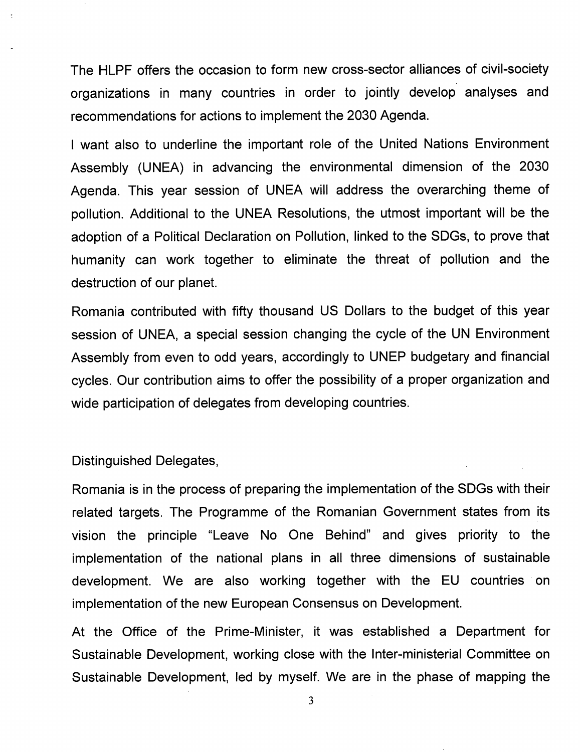The HLPF offers the occasion to form new cross-sector alliances of civil-society organizations in many countries in order to jointly develop analyses and recommendations for actions to implement the 2030 Agenda.

I want also to underline the important role of the United Nations Environment Assembly (UNEA) in advancing the environmental dimension of the 2030 Agenda. This year session of UNEA will address the overarching theme of pollution. Additional to the UNEA Resolutions, the utmost important will be the adoption of a Political Declaration on Pollution, linked to the SDGs, to prove that humanity can work together to eliminate the threat of pollution and the destruction of our planet.

Romania contributed with fifty thousand US Dollars to the budget of this year session of UNEA, a special session changing the cycle of the UN Environment Assembly from even to odd years, accordingly to UNEP budgetary and financial cycles. Our contribution aims to offer the possibility of a proper organization and wide participation of delegates from developing countries.

Distinguished Delegates,

Romania is in the process of preparing the implementation of the SDGs with their related targets. The Programme of the Romanian Government states from its vision the principle "Leave No One Behind" and gives priority to the implementation of the national plans in all three dimensions of sustainable development. We are also working together with the EU countries on implementation of the new European Consensus on Development.

At the Office of the Prime-Minister, it was established a Department for Sustainable Development, working close with the Inter-ministerial Committee on Sustainable Development, led by myself. We are in the phase of mapping the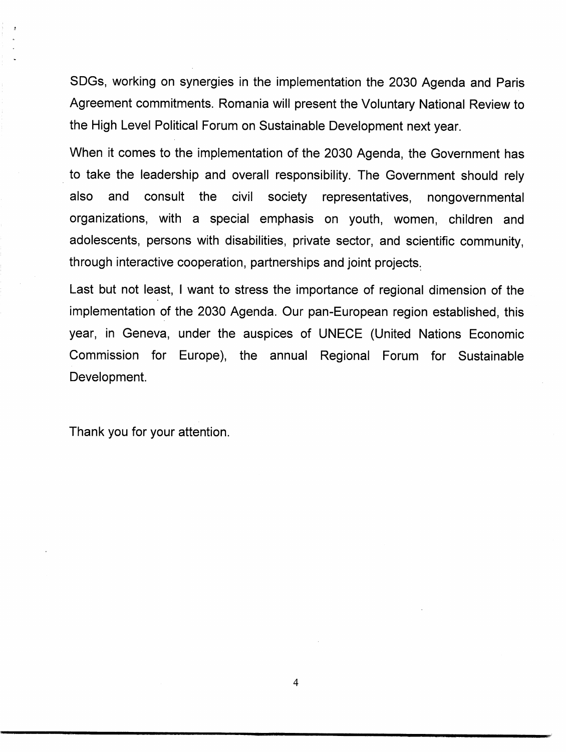SDGs, working on synergies in the implementation the 2030 Agenda and Paris Agreement commitments. Romania will present the Voluntary National Review to the High Level Political Forum on Sustainable Development next year.

When it comes to the implementation of the 2030 Agenda, the Government has to take the leadership and overall responsibility. The Government should rely also and consult the civil society representatives, nongovernmental organizations, with a special emphasis on youth, women, children and adolescents, persons with disabilities, private sector, and scientific community, through interactive cooperation, partnerships and joint projects.

Last but not least, I want to stress the importance of regional dimension of the implementation of the 2030 Agenda. Our pan-European region established, this year, in Geneva, under the auspices of UNECE (United Nations Economic Commission for Europe), the annual Regional Forum for Sustainable Development.

Thank you for your attention.